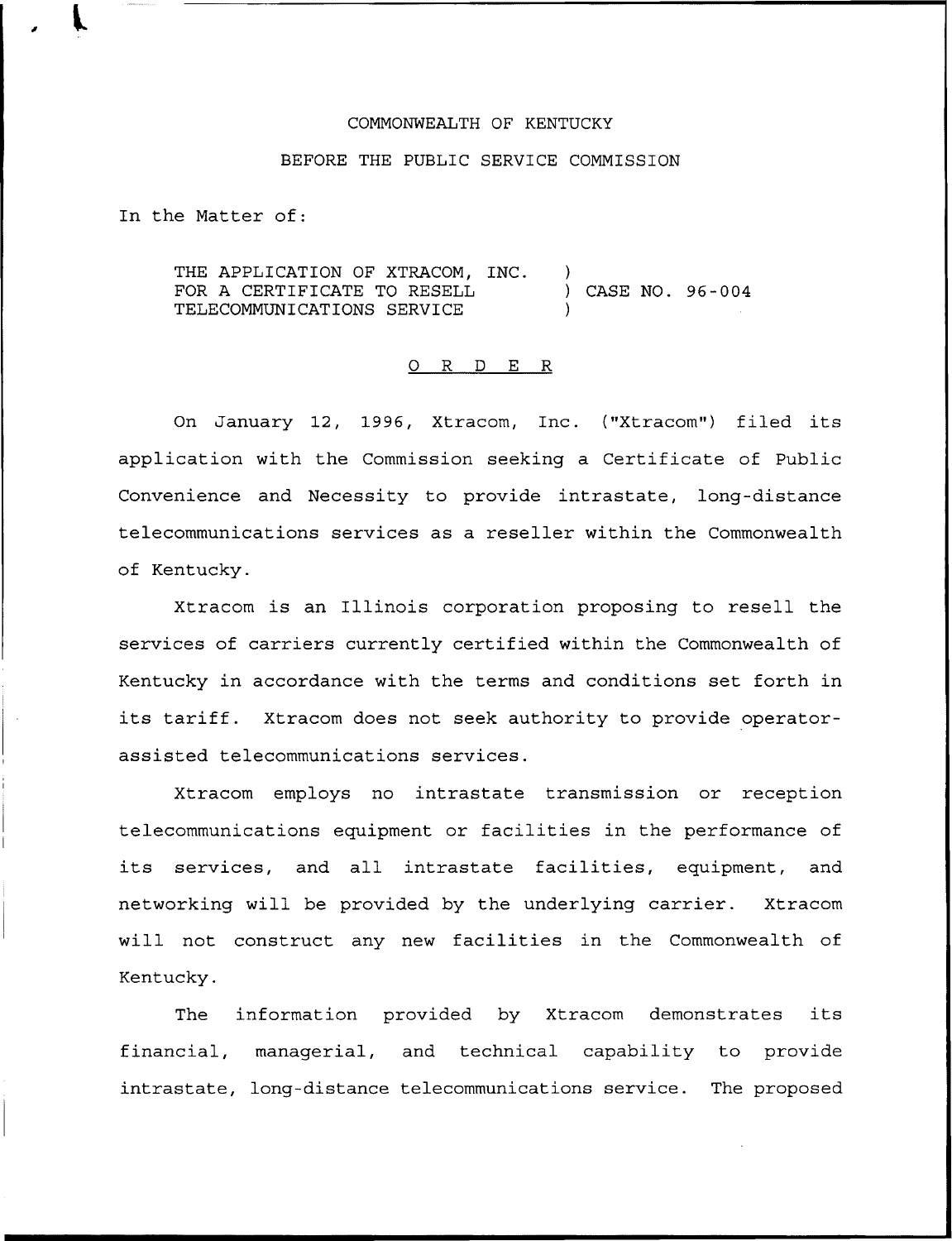COMMONWEALTH OF KENTUCKY

BEFORE THE PUBLIC SERVICE COMMISSION

In the Matter of:

THE APPLICATION OF XTRACOM, INC. FOR A CERTIFICATE TO RESELL TELECOMMUNICATIONS SERVICE ) CASE NO. 96-004

O R D E R

On January 12, 1996, Xtracom, Inc. ("Xtracom") filed its application with the Commission seeking a Certificate of Public Convenience and Necessity to provide intrastate, long-distance telecommunications services as a reseller within the Commonwealth of Kentucky.

Xtracom is an Illinois corporation proposing to resell the services of carriers currently certified within the Commonwealth of Kentucky in accordance with the terms and conditions set forth in its tariff. Xtracom does not seek authority to provide operator-assisted telecommunications services.

Xtracom employs no intrastate transmission or reception telecommunications equipment or facilities in the performance of its services, and all intrastate facilities, equipment, and networking will be provided by the underlying carrier. Xtracom will not construct any new facilities in the Commonwealth of Kentucky.

The information provided by Xtracom demonstrates its financial, managerial, and technical capability to provide intrastate, long-distance telecommunications service. The proposed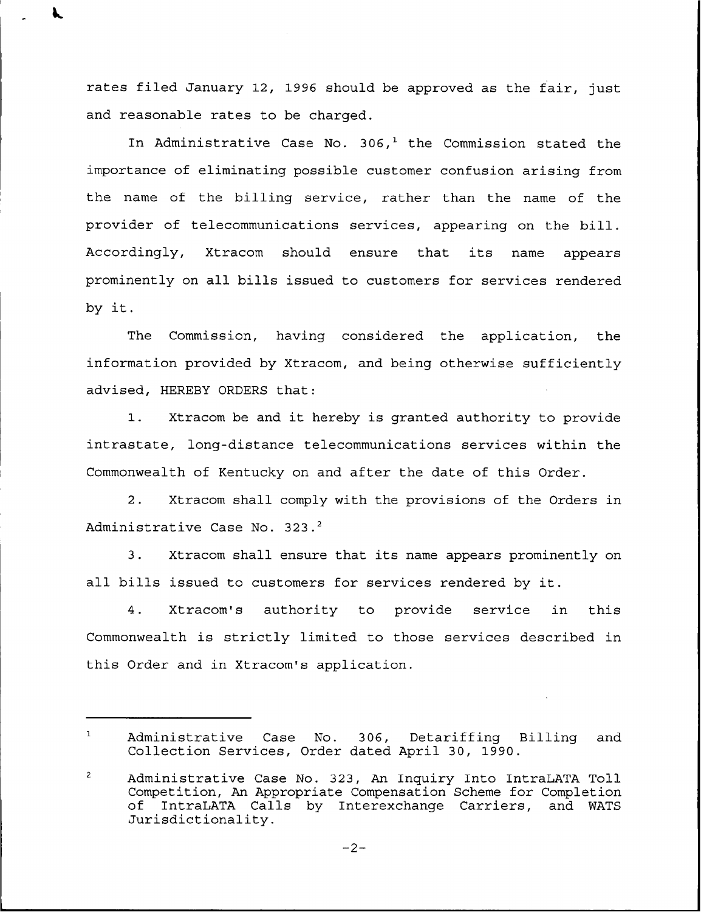rates filed January 12, 1996 should be approved as the fair, just and reasonable rates to be charged.

In Administrative Case No. 306,[1] the Commission stated the importance of eliminating possible customer confusion arising from the name of the billing service, rather than the name of the provider of telecommunications services, appearing on the bill. Accordingly, Xtracom should ensure that its name appears prominently on all bills issued to customers for services rendered by it.

The Commission, having considered the application, the information provided by Xtracom, and being otherwise sufficiently advised, HEREBY ORDERS that:

1. Xtracom be and it hereby is granted authority to provide intrastate, long-distance telecommunications services within the Commonwealth of Kentucky on and after the date of this Order.

2. Xtracom shall comply with the provisions of the Orders in Administrative Case No. 323.[2]

3. Xtracom shall ensure that its name appears prominently on all bills issued to customers for services rendered by it.

4. Xtracom's authority to provide service in this Commonwealth is strictly limited to those services described in this Order and in Xtracom's application.

---

[1] Administrative Case No. 306, Detariffing Billing and Collection Services, Order dated April 30, 1990.

[2] Administrative Case No. 323, An Inquiry Into IntraLATA Toll Competition, An Appropriate Compensation Scheme for Completion of IntraLATA Calls by Interexchange Carriers, and WATS Jurisdictionality.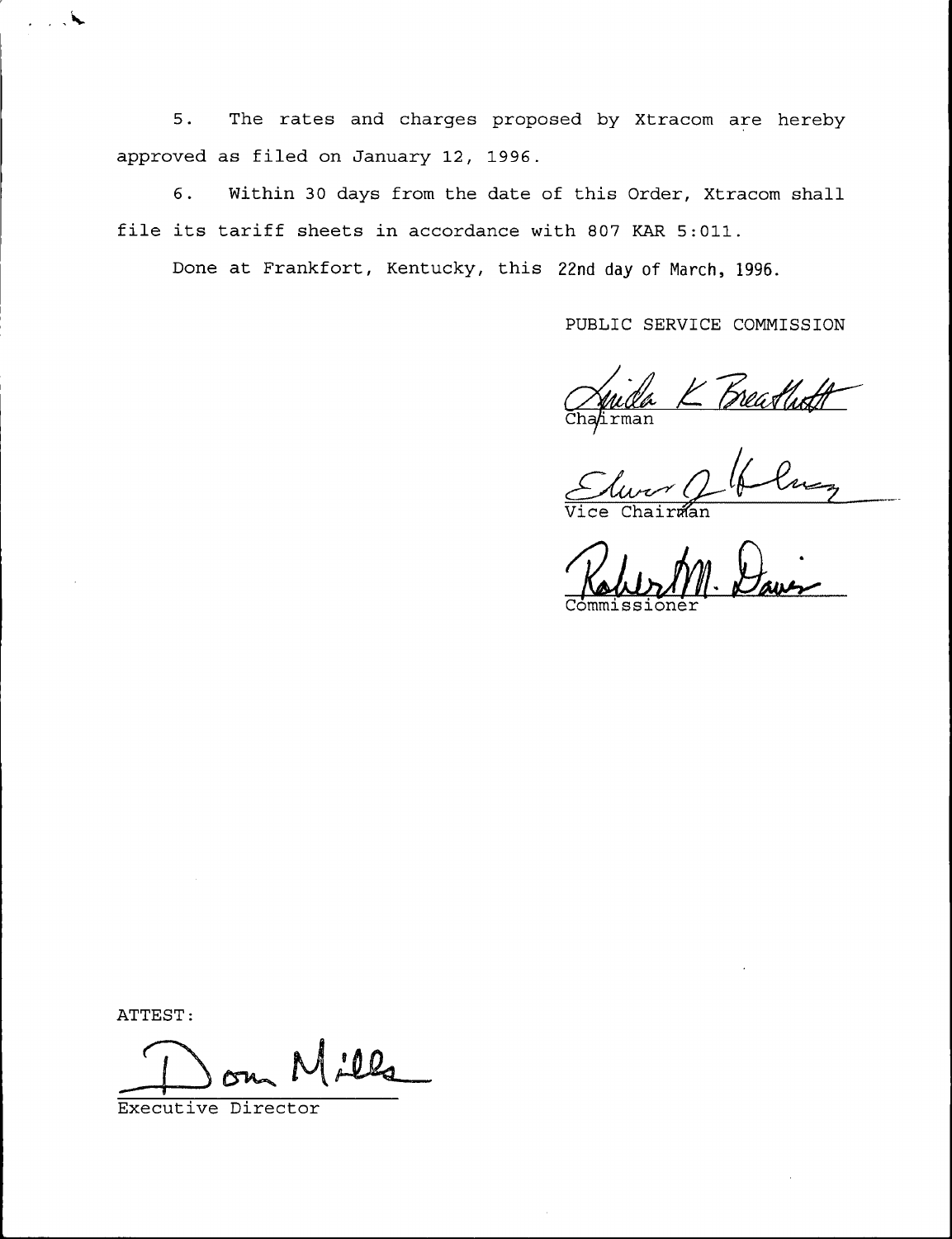5. The rates and charges proposed by Xtracom are hereby approved as filed on January 12, 1996.

6. Within 30 days from the date of this Order, Xtracom shall file its tariff sheets in accordance with 807 KAR 5:011.

Done at Frankfort, Kentucky, this 22nd day of March, 1996.

PUBLIC SERVICE COMMISSION

Linda K Breathitt
Chairman

Edward J. Holmes
Vice Chairman

Robert M. Davis
Commissioner

ATTEST:

Don Mills
Executive Director